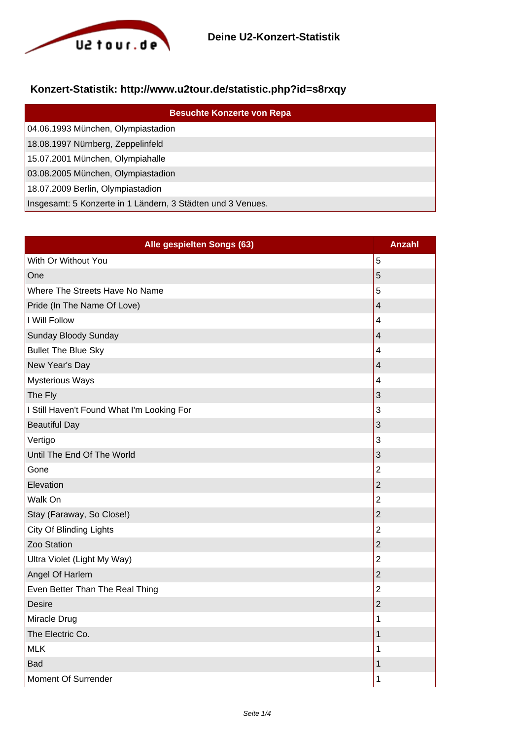U2tour.de

# Deine U2-Konzert-Statistik

## Konzert-Statistik: http://www.u2tour.de/statistic.php?id=s8rxqy

| Besuchte Konzerte von Repa |
|---|
| 04.06.1993 München, Olympiastadion |
| 18.08.1997 Nürnberg, Zeppelinfeld |
| 15.07.2001 München, Olympiahalle |
| 03.08.2005 München, Olympiastadion |
| 18.07.2009 Berlin, Olympiastadion |
| Insgesamt: 5 Konzerte in 1 Ländern, 3 Städten und 3 Venues. |

| Alle gespielten Songs (63) | Anzahl |
|---|---|
| With Or Without You | 5 |
| One | 5 |
| Where The Streets Have No Name | 5 |
| Pride (In The Name Of Love) | 4 |
| I Will Follow | 4 |
| Sunday Bloody Sunday | 4 |
| Bullet The Blue Sky | 4 |
| New Year's Day | 4 |
| Mysterious Ways | 4 |
| The Fly | 3 |
| I Still Haven't Found What I'm Looking For | 3 |
| Beautiful Day | 3 |
| Vertigo | 3 |
| Until The End Of The World | 3 |
| Gone | 2 |
| Elevation | 2 |
| Walk On | 2 |
| Stay (Faraway, So Close!) | 2 |
| City Of Blinding Lights | 2 |
| Zoo Station | 2 |
| Ultra Violet (Light My Way) | 2 |
| Angel Of Harlem | 2 |
| Even Better Than The Real Thing | 2 |
| Desire | 2 |
| Miracle Drug | 1 |
| The Electric Co. | 1 |
| MLK | 1 |
| Bad | 1 |
| Moment Of Surrender | 1 |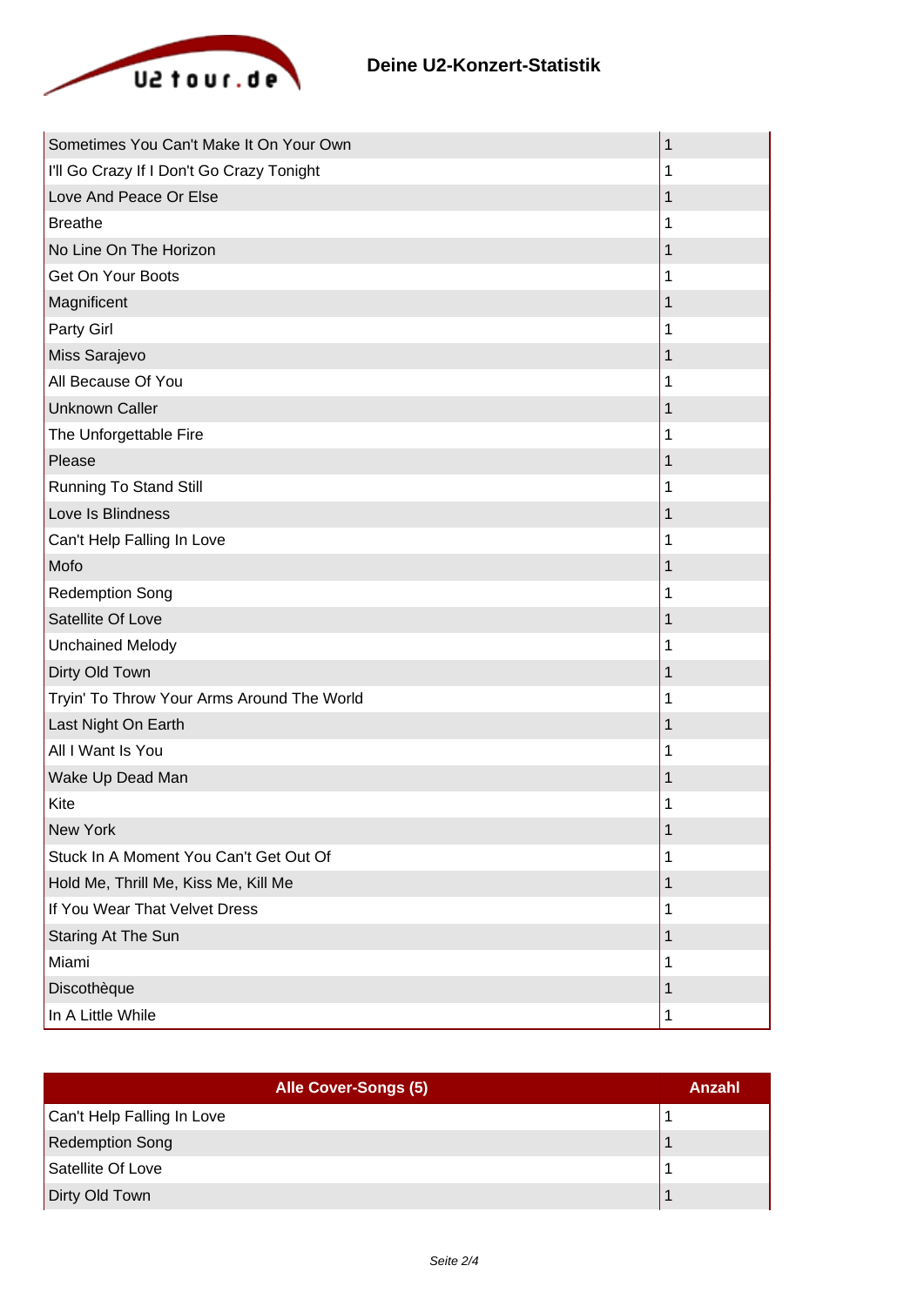## Deine U2-Konzert-Statistik

| | |
|---|---|
| Sometimes You Can't Make It On Your Own | 1 |
| I'll Go Crazy If I Don't Go Crazy Tonight | 1 |
| Love And Peace Or Else | 1 |
| Breathe | 1 |
| No Line On The Horizon | 1 |
| Get On Your Boots | 1 |
| Magnificent | 1 |
| Party Girl | 1 |
| Miss Sarajevo | 1 |
| All Because Of You | 1 |
| Unknown Caller | 1 |
| The Unforgettable Fire | 1 |
| Please | 1 |
| Running To Stand Still | 1 |
| Love Is Blindness | 1 |
| Can't Help Falling In Love | 1 |
| Mofo | 1 |
| Redemption Song | 1 |
| Satellite Of Love | 1 |
| Unchained Melody | 1 |
| Dirty Old Town | 1 |
| Tryin' To Throw Your Arms Around The World | 1 |
| Last Night On Earth | 1 |
| All I Want Is You | 1 |
| Wake Up Dead Man | 1 |
| Kite | 1 |
| New York | 1 |
| Stuck In A Moment You Can't Get Out Of | 1 |
| Hold Me, Thrill Me, Kiss Me, Kill Me | 1 |
| If You Wear That Velvet Dress | 1 |
| Staring At The Sun | 1 |
| Miami | 1 |
| Discothèque | 1 |
| In A Little While | 1 |

| Alle Cover-Songs (5) | Anzahl |
|---|---|
| Can't Help Falling In Love | 1 |
| Redemption Song | 1 |
| Satellite Of Love | 1 |
| Dirty Old Town | 1 |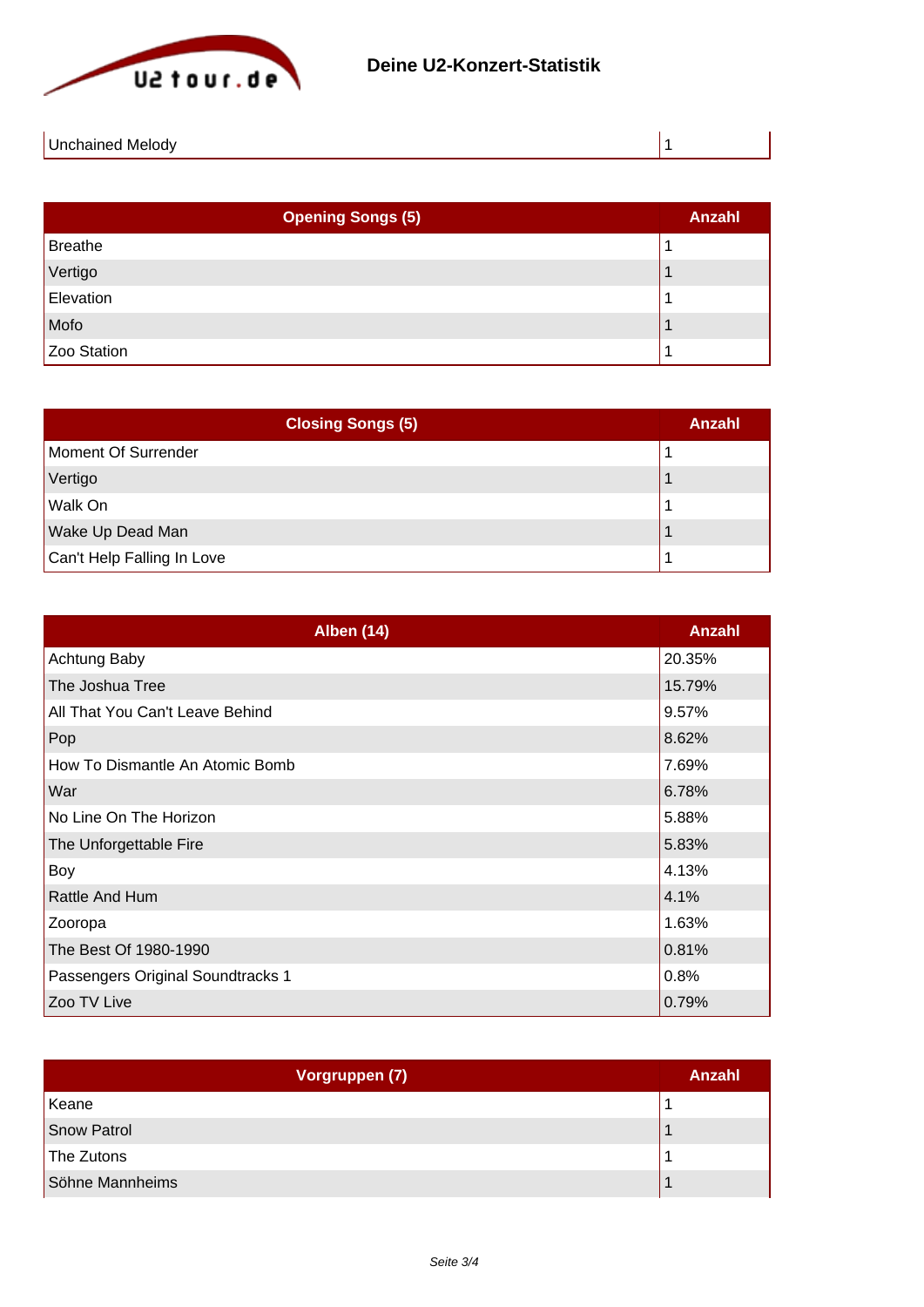| Unchained Melody | 1 |
|---|---|

| Opening Songs (5) | Anzahl |
|---|---|
| Breathe | 1 |
| Vertigo | 1 |
| Elevation | 1 |
| Mofo | 1 |
| Zoo Station | 1 |

| Closing Songs (5) | Anzahl |
|---|---|
| Moment Of Surrender | 1 |
| Vertigo | 1 |
| Walk On | 1 |
| Wake Up Dead Man | 1 |
| Can't Help Falling In Love | 1 |

| Alben (14) | Anzahl |
|---|---|
| Achtung Baby | 20.35% |
| The Joshua Tree | 15.79% |
| All That You Can't Leave Behind | 9.57% |
| Pop | 8.62% |
| How To Dismantle An Atomic Bomb | 7.69% |
| War | 6.78% |
| No Line On The Horizon | 5.88% |
| The Unforgettable Fire | 5.83% |
| Boy | 4.13% |
| Rattle And Hum | 4.1% |
| Zooropa | 1.63% |
| The Best Of 1980-1990 | 0.81% |
| Passengers Original Soundtracks 1 | 0.8% |
| Zoo TV Live | 0.79% |

| Vorgruppen (7) | Anzahl |
|---|---|
| Keane | 1 |
| Snow Patrol | 1 |
| The Zutons | 1 |
| Söhne Mannheims | 1 |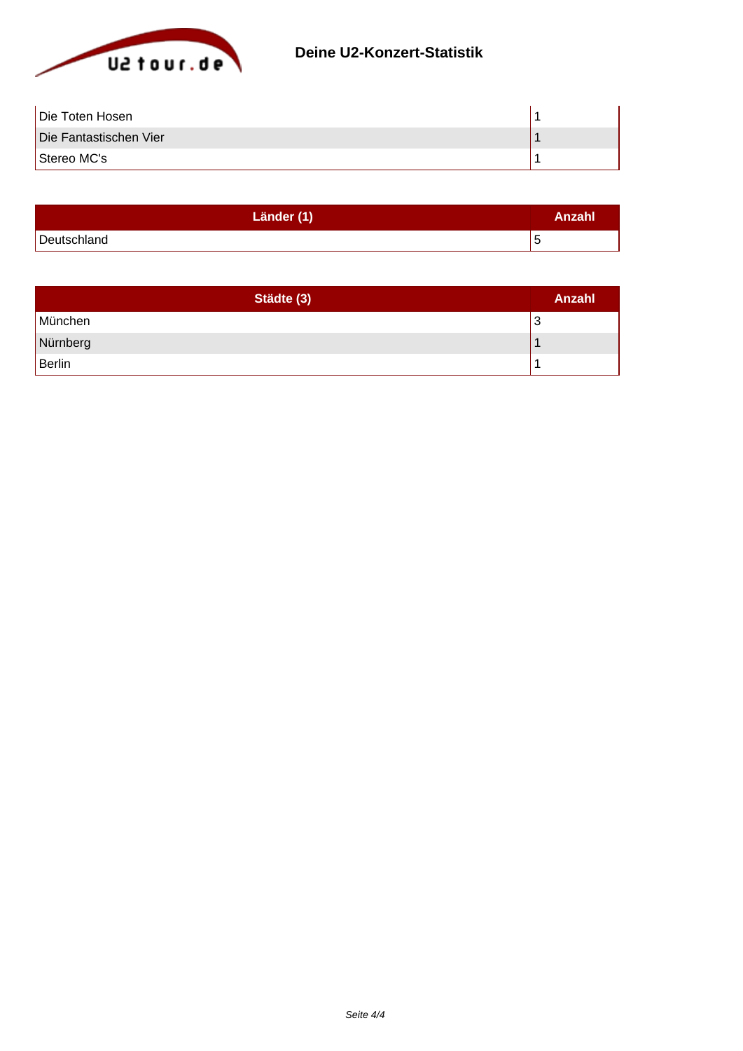# Deine U2-Konzert-Statistik

| | |
|---|---|
| Die Toten Hosen | 1 |
| Die Fantastischen Vier | 1 |
| Stereo MC's | 1 |

| Länder (1) | Anzahl |
|---|---|
| Deutschland | 5 |

| Städte (3) | Anzahl |
|---|---|
| München | 3 |
| Nürnberg | 1 |
| Berlin | 1 |